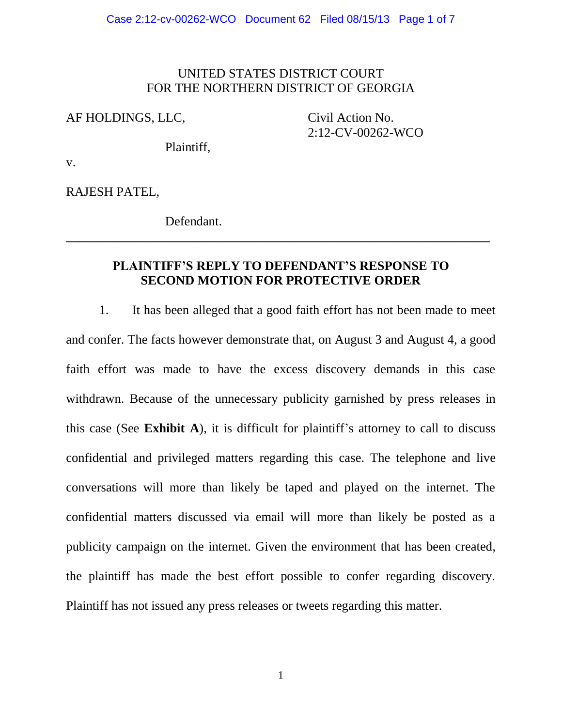UNITED STATES DISTRICT COURT
FOR THE NORTHERN DISTRICT OF GEORGIA

AF HOLDINGS, LLC,

Plaintiff,

v.

RAJESH PATEL,

Defendant.

Civil Action No.
2:12-CV-00262-WCO

---

## PLAINTIFF'S REPLY TO DEFENDANT'S RESPONSE TO SECOND MOTION FOR PROTECTIVE ORDER

1. It has been alleged that a good faith effort has not been made to meet and confer. The facts however demonstrate that, on August 3 and August 4, a good faith effort was made to have the excess discovery demands in this case withdrawn. Because of the unnecessary publicity garnished by press releases in this case (See **Exhibit A**), it is difficult for plaintiff's attorney to call to discuss confidential and privileged matters regarding this case. The telephone and live conversations will more than likely be taped and played on the internet. The confidential matters discussed via email will more than likely be posted as a publicity campaign on the internet. Given the environment that has been created, the plaintiff has made the best effort possible to confer regarding discovery. Plaintiff has not issued any press releases or tweets regarding this matter.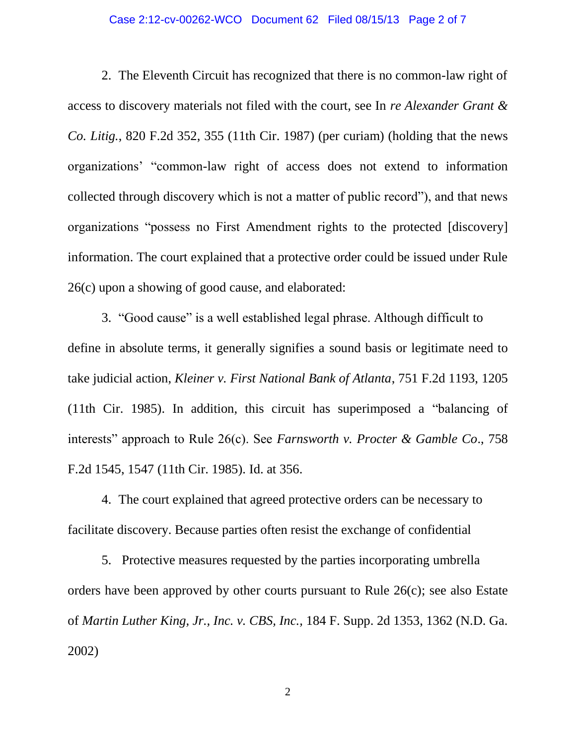2. The Eleventh Circuit has recognized that there is no common-law right of access to discovery materials not filed with the court, see In *re Alexander Grant & Co. Litig.*, 820 F.2d 352, 355 (11th Cir. 1987) (per curiam) (holding that the news organizations' "common-law right of access does not extend to information collected through discovery which is not a matter of public record"), and that news organizations "possess no First Amendment rights to the protected [discovery] information. The court explained that a protective order could be issued under Rule 26(c) upon a showing of good cause, and elaborated:

3. "Good cause" is a well established legal phrase. Although difficult to define in absolute terms, it generally signifies a sound basis or legitimate need to take judicial action, *Kleiner v. First National Bank of Atlanta*, 751 F.2d 1193, 1205 (11th Cir. 1985). In addition, this circuit has superimposed a "balancing of interests" approach to Rule 26(c). See *Farnsworth v. Procter & Gamble Co*., 758 F.2d 1545, 1547 (11th Cir. 1985). Id. at 356.

4. The court explained that agreed protective orders can be necessary to facilitate discovery. Because parties often resist the exchange of confidential

5. Protective measures requested by the parties incorporating umbrella orders have been approved by other courts pursuant to Rule 26(c); see also Estate of *Martin Luther King, Jr., Inc. v. CBS, Inc.,* 184 F. Supp. 2d 1353, 1362 (N.D. Ga. 2002)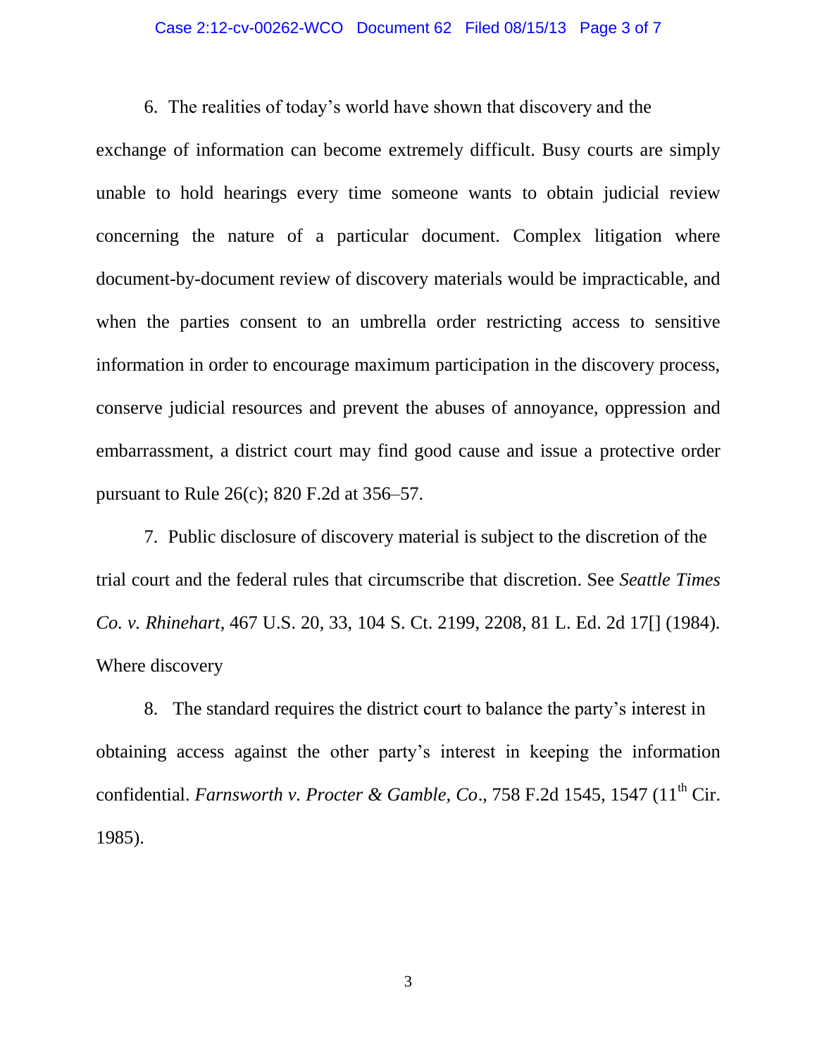6. The realities of today's world have shown that discovery and the exchange of information can become extremely difficult. Busy courts are simply unable to hold hearings every time someone wants to obtain judicial review concerning the nature of a particular document. Complex litigation where document-by-document review of discovery materials would be impracticable, and when the parties consent to an umbrella order restricting access to sensitive information in order to encourage maximum participation in the discovery process, conserve judicial resources and prevent the abuses of annoyance, oppression and embarrassment, a district court may find good cause and issue a protective order pursuant to Rule 26(c); 820 F.2d at 356–57.

7. Public disclosure of discovery material is subject to the discretion of the trial court and the federal rules that circumscribe that discretion. See *Seattle Times Co. v. Rhinehart*, 467 U.S. 20, 33, 104 S. Ct. 2199, 2208, 81 L. Ed. 2d 17[] (1984). Where discovery

8. The standard requires the district court to balance the party's interest in obtaining access against the other party's interest in keeping the information confidential. *Farnsworth v. Procter & Gamble, Co*., 758 F.2d 1545, 1547 (11th Cir. 1985).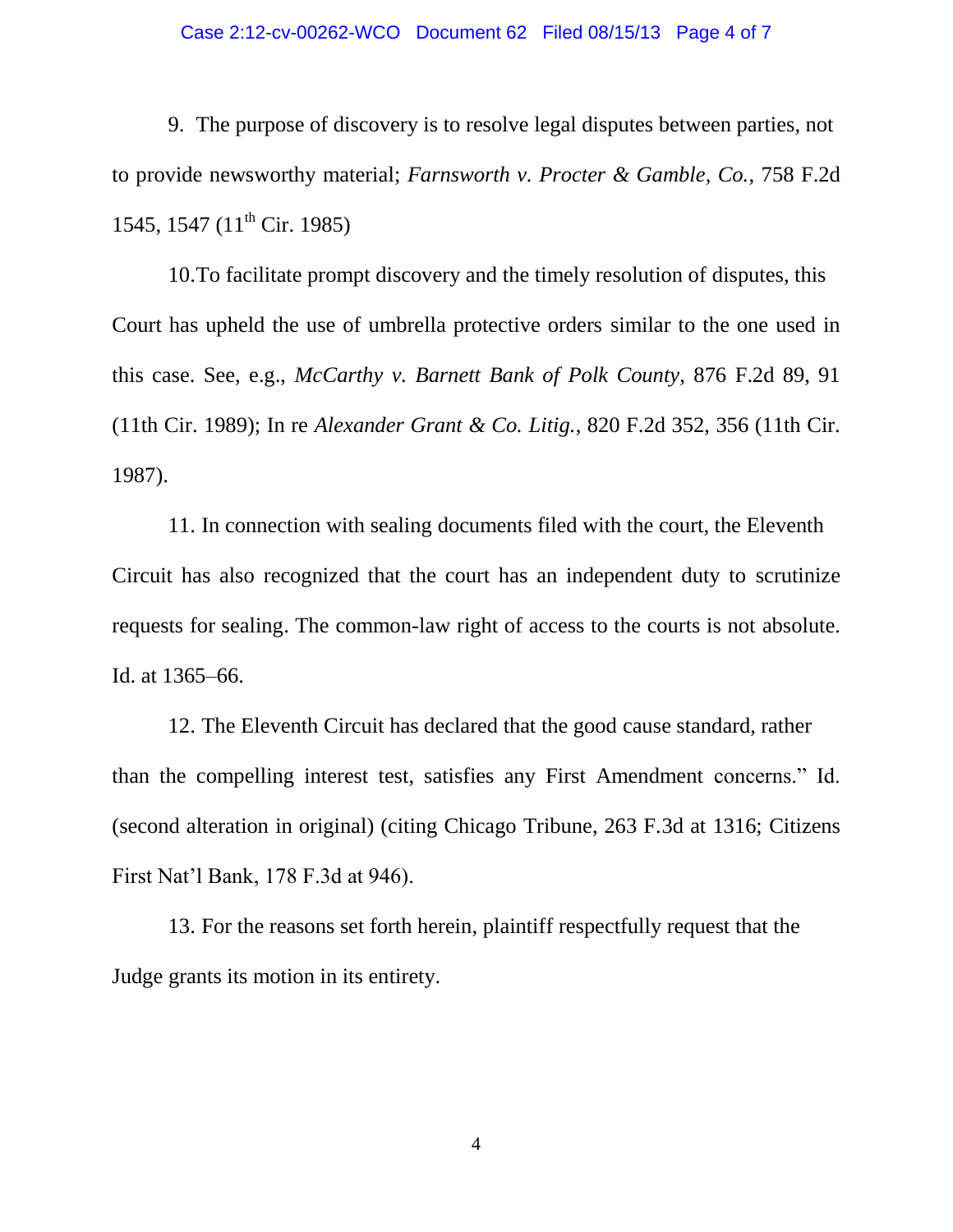9. The purpose of discovery is to resolve legal disputes between parties, not to provide newsworthy material; *Farnsworth v. Procter & Gamble, Co.*, 758 F.2d 1545, 1547 (11th Cir. 1985)

10.To facilitate prompt discovery and the timely resolution of disputes, this Court has upheld the use of umbrella protective orders similar to the one used in this case. See, e.g., *McCarthy v. Barnett Bank of Polk County*, 876 F.2d 89, 91 (11th Cir. 1989); In re *Alexander Grant & Co. Litig.*, 820 F.2d 352, 356 (11th Cir. 1987).

11. In connection with sealing documents filed with the court, the Eleventh Circuit has also recognized that the court has an independent duty to scrutinize requests for sealing. The common-law right of access to the courts is not absolute. Id. at 1365–66.

12. The Eleventh Circuit has declared that the good cause standard, rather than the compelling interest test, satisfies any First Amendment concerns." Id. (second alteration in original) (citing Chicago Tribune, 263 F.3d at 1316; Citizens First Nat'l Bank, 178 F.3d at 946).

13. For the reasons set forth herein, plaintiff respectfully request that the Judge grants its motion in its entirety.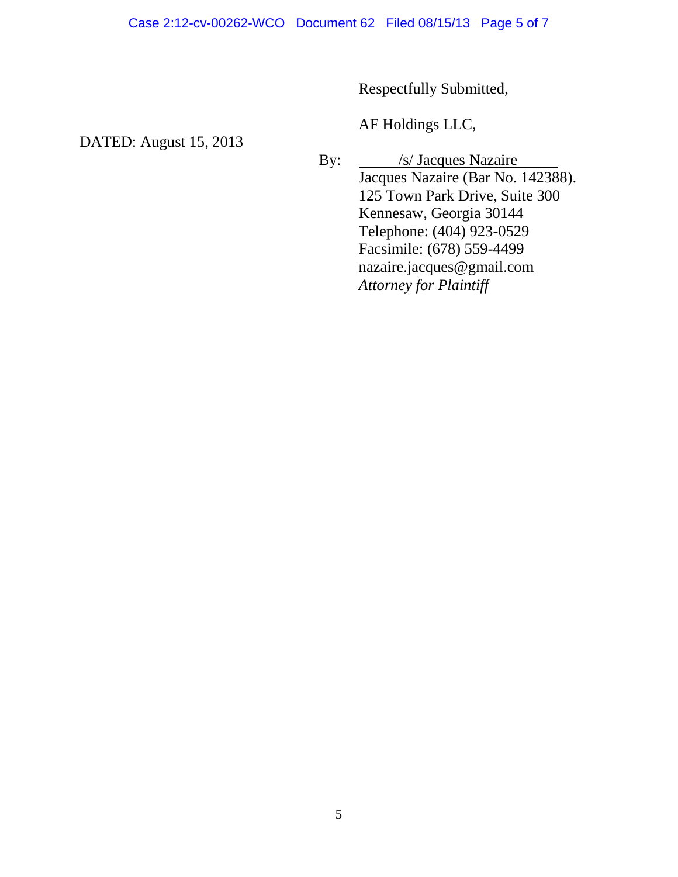Respectfully Submitted,

AF Holdings LLC,

DATED: August 15, 2013

By: /s/ Jacques Nazaire
Jacques Nazaire (Bar No. 142388).
125 Town Park Drive, Suite 300
Kennesaw, Georgia 30144
Telephone: (404) 923-0529
Facsimile: (678) 559-4499
nazaire.jacques@gmail.com
*Attorney for Plaintiff*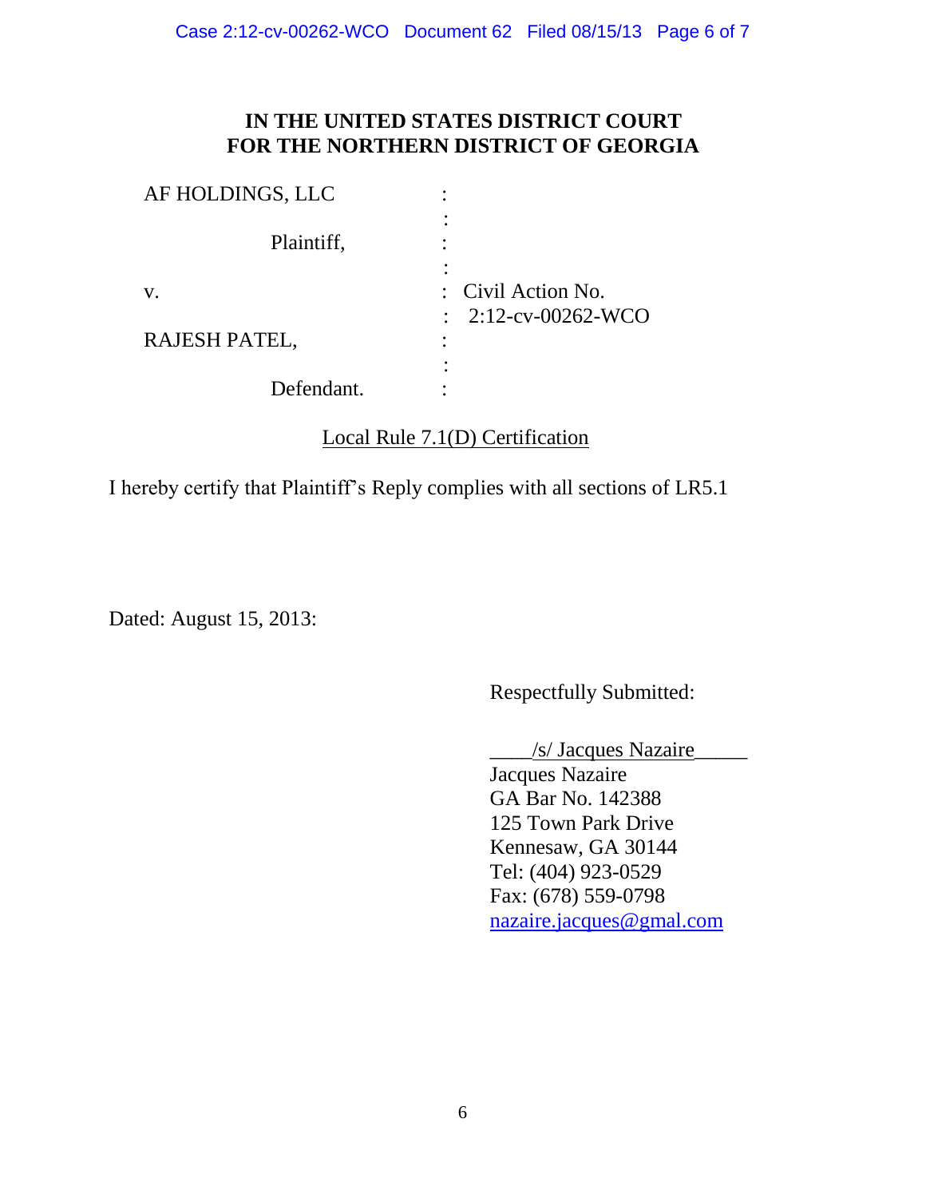**IN THE UNITED STATES DISTRICT COURT**
**FOR THE NORTHERN DISTRICT OF GEORGIA**

| | | |
|---|---|---|
| AF HOLDINGS, LLC | : | |
| | : | |
| Plaintiff, | : | |
| | : | |
| v. | : | Civil Action No. |
| | : | 2:12-cv-00262-WCO |
| RAJESH PATEL, | : | |
| | : | |
| Defendant. | : | |

Local Rule 7.1(D) Certification

I hereby certify that Plaintiff's Reply complies with all sections of LR5.1

Dated: August 15, 2013:

Respectfully Submitted:

____/s/ Jacques Nazaire_____
Jacques Nazaire
GA Bar No. 142388
125 Town Park Drive
Kennesaw, GA 30144
Tel: (404) 923-0529
Fax: (678) 559-0798
nazaire.jacques@gmal.com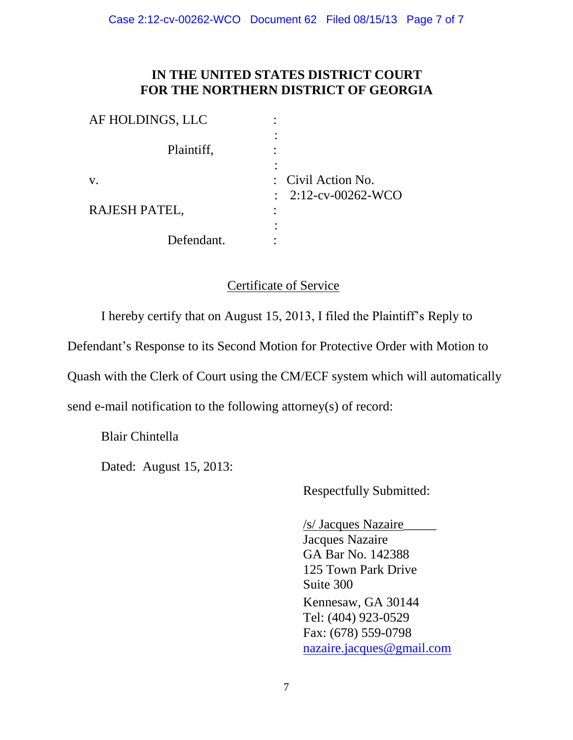**IN THE UNITED STATES DISTRICT COURT**
**FOR THE NORTHERN DISTRICT OF GEORGIA**

| | | |
|---|---|---|
| AF HOLDINGS, LLC | : | |
| | : | |
| Plaintiff, | : | |
| | : | |
| v. | : | Civil Action No. |
| | : | 2:12-cv-00262-WCO |
| RAJESH PATEL, | : | |
| | : | |
| Defendant. | : | |

Certificate of Service

I hereby certify that on August 15, 2013, I filed the Plaintiff's Reply to Defendant's Response to its Second Motion for Protective Order with Motion to Quash with the Clerk of Court using the CM/ECF system which will automatically send e-mail notification to the following attorney(s) of record:

Blair Chintella

Dated: August 15, 2013:

Respectfully Submitted:

/s/ Jacques Nazaire_____
Jacques Nazaire
GA Bar No. 142388
125 Town Park Drive
Suite 300
Kennesaw, GA 30144
Tel: (404) 923-0529
Fax: (678) 559-0798
nazaire.jacques@gmail.com